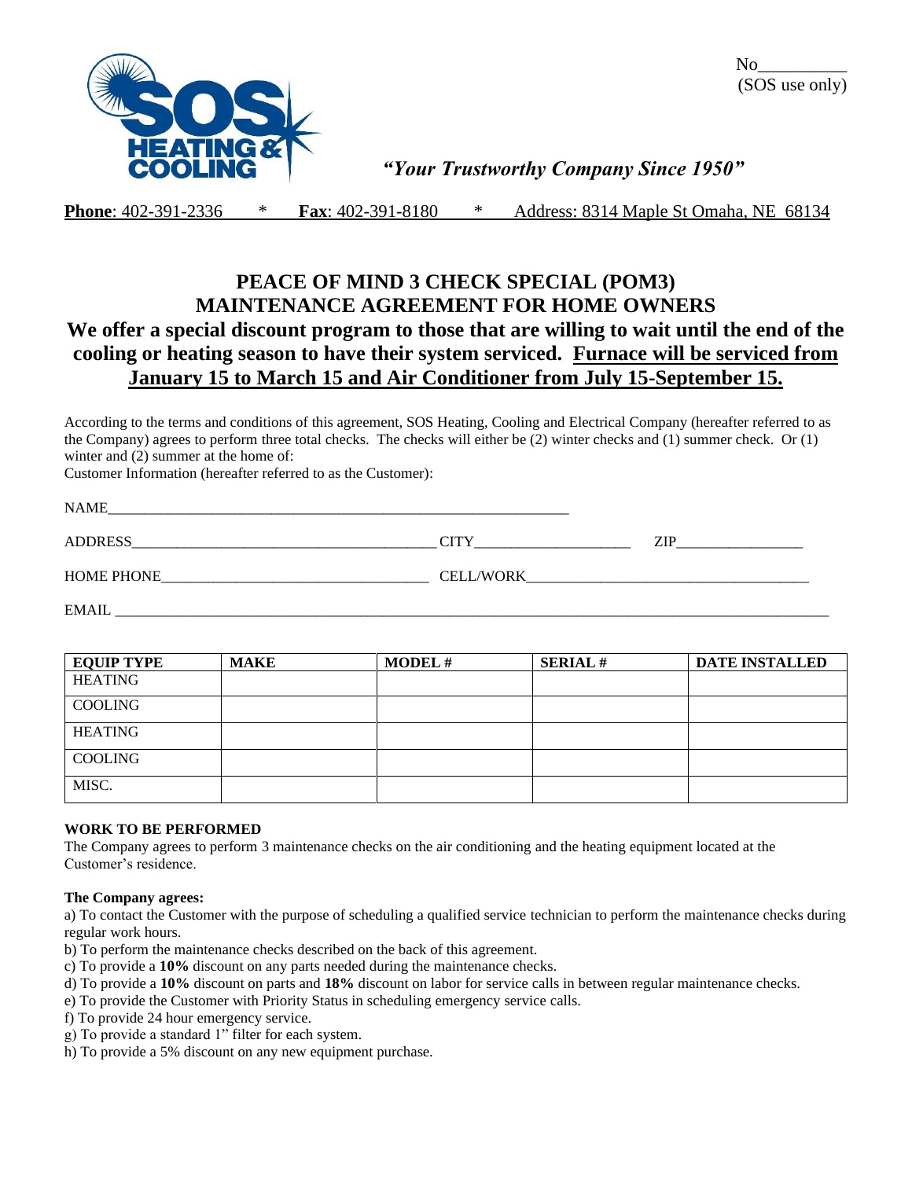No__________
(SOS use only)

SOS HEATING & COOLING

*"Your Trustworthy Company Since 1950"*

**Phone**: 402-391-2336 * **Fax**: 402-391-8180 * Address: 8314 Maple St Omaha, NE 68134

# PEACE OF MIND 3 CHECK SPECIAL (POM3)
# MAINTENANCE AGREEMENT FOR HOME OWNERS

**We offer a special discount program to those that are willing to wait until the end of the cooling or heating season to have their system serviced. <u>Furnace will be serviced from January 15 to March 15 and Air Conditioner from July 15-September 15.</u>**

According to the terms and conditions of this agreement, SOS Heating, Cooling and Electrical Company (hereafter referred to as the Company) agrees to perform three total checks. The checks will either be (2) winter checks and (1) summer check. Or (1) winter and (2) summer at the home of:

Customer Information (hereafter referred to as the Customer):

NAME_______________________________________________

ADDRESS_________________________________ CITY____________________ ZIP________________

HOME PHONE___________________________ CELL/WORK______________________________

EMAIL ______________________________________________________________________________

| EQUIP TYPE | MAKE | MODEL # | SERIAL # | DATE INSTALLED |
|---|---|---|---|---|
| HEATING | | | | |
| COOLING | | | | |
| HEATING | | | | |
| COOLING | | | | |
| MISC. | | | | |

**WORK TO BE PERFORMED**

The Company agrees to perform 3 maintenance checks on the air conditioning and the heating equipment located at the Customer's residence.

**The Company agrees:**

a) To contact the Customer with the purpose of scheduling a qualified service technician to perform the maintenance checks during regular work hours.

b) To perform the maintenance checks described on the back of this agreement.

c) To provide a **10%** discount on any parts needed during the maintenance checks.

d) To provide a **10%** discount on parts and **18%** discount on labor for service calls in between regular maintenance checks.

e) To provide the Customer with Priority Status in scheduling emergency service calls.

f) To provide 24 hour emergency service.

g) To provide a standard 1" filter for each system.

h) To provide a 5% discount on any new equipment purchase.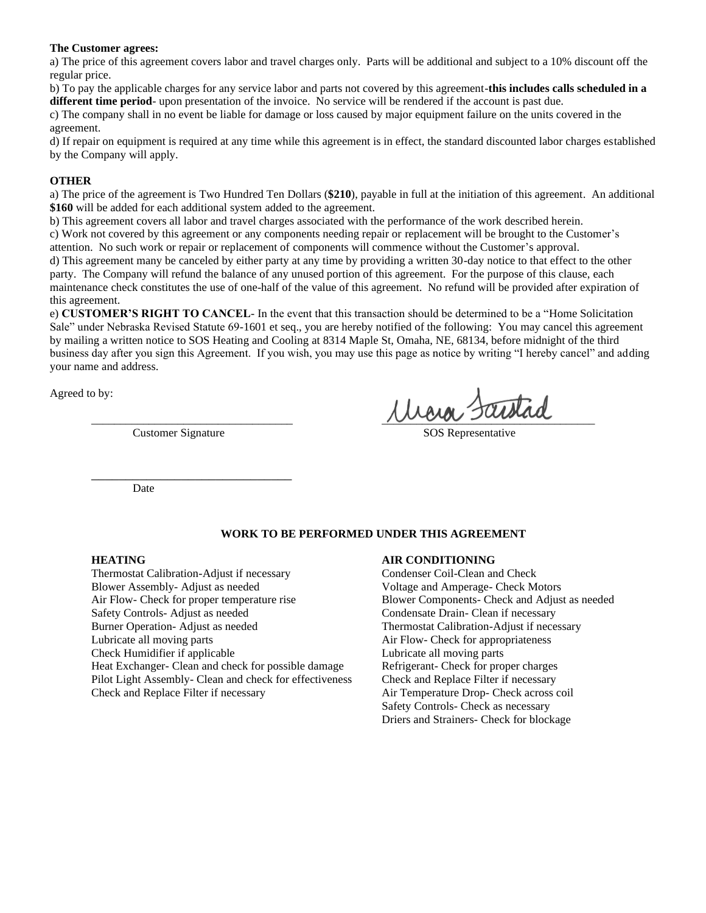**The Customer agrees:**

a) The price of this agreement covers labor and travel charges only. Parts will be additional and subject to a 10% discount off the regular price.

b) To pay the applicable charges for any service labor and parts not covered by this agreement-**this includes calls scheduled in a different time period**- upon presentation of the invoice. No service will be rendered if the account is past due.

c) The company shall in no event be liable for damage or loss caused by major equipment failure on the units covered in the agreement.

d) If repair on equipment is required at any time while this agreement is in effect, the standard discounted labor charges established by the Company will apply.

**OTHER**

a) The price of the agreement is Two Hundred Ten Dollars (**$210**), payable in full at the initiation of this agreement. An additional **$160** will be added for each additional system added to the agreement.

b) This agreement covers all labor and travel charges associated with the performance of the work described herein.

c) Work not covered by this agreement or any components needing repair or replacement will be brought to the Customer's attention. No such work or repair or replacement of components will commence without the Customer's approval.

d) This agreement many be canceled by either party at any time by providing a written 30-day notice to that effect to the other party. The Company will refund the balance of any unused portion of this agreement. For the purpose of this clause, each maintenance check constitutes the use of one-half of the value of this agreement. No refund will be provided after expiration of this agreement.

e) **CUSTOMER'S RIGHT TO CANCEL**- In the event that this transaction should be determined to be a "Home Solicitation Sale" under Nebraska Revised Statute 69-1601 et seq., you are hereby notified of the following: You may cancel this agreement by mailing a written notice to SOS Heating and Cooling at 8314 Maple St, Omaha, NE, 68134, before midnight of the third business day after you sign this Agreement. If you wish, you may use this page as notice by writing "I hereby cancel" and adding your name and address.

Agreed to by:

\_\_\_\_\_\_\_\_\_\_\_\_\_\_\_\_\_\_\_\_\_\_\_\_\_\_\_\_\_\_\_\_\_\_ Customer Signature

Maria Farstad
\_\_\_\_\_\_\_\_\_\_\_\_\_\_\_\_\_\_\_\_\_\_\_\_\_\_\_\_\_\_\_\_\_\_ SOS Representative

\_\_\_\_\_\_\_\_\_\_\_\_\_\_\_\_\_\_\_\_\_\_\_\_\_\_\_\_\_\_\_\_\_\_ Date

**WORK TO BE PERFORMED UNDER THIS AGREEMENT**

**HEATING**

Thermostat Calibration-Adjust if necessary
Blower Assembly- Adjust as needed
Air Flow- Check for proper temperature rise
Safety Controls- Adjust as needed
Burner Operation- Adjust as needed
Lubricate all moving parts
Check Humidifier if applicable
Heat Exchanger- Clean and check for possible damage
Pilot Light Assembly- Clean and check for effectiveness
Check and Replace Filter if necessary

**AIR CONDITIONING**

Condenser Coil-Clean and Check
Voltage and Amperage- Check Motors
Blower Components- Check and Adjust as needed
Condensate Drain- Clean if necessary
Thermostat Calibration-Adjust if necessary
Air Flow- Check for appropriateness
Lubricate all moving parts
Refrigerant- Check for proper charges
Check and Replace Filter if necessary
Air Temperature Drop- Check across coil
Safety Controls- Check as necessary
Driers and Strainers- Check for blockage